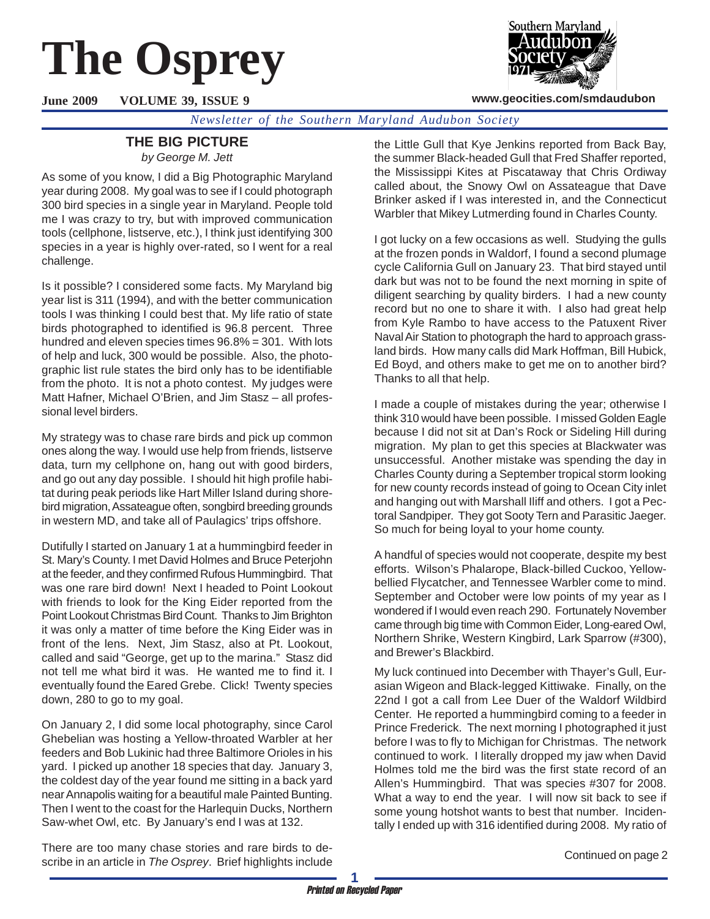# The Osprey

**June 2009 VOLUME 39, ISSUE 9**

**www.geocities.com/smdaudubon**

*Newsletter of the Southern Maryland Audubon Society*

## THE BIG PICTURE

*by George M. Jett*

As some of you know, I did a Big Photographic Maryland year during 2008. My goal was to see if I could photograph 300 bird species in a single year in Maryland. People told me I was crazy to try, but with improved communication tools (cellphone, listserve, etc.), I think just identifying 300 species in a year is highly over-rated, so I went for a real challenge.

Is it possible? I considered some facts. My Maryland big year list is 311 (1994), and with the better communication tools I was thinking I could best that. My life ratio of state birds photographed to identified is 96.8 percent. Three hundred and eleven species times 96.8% = 301. With lots of help and luck, 300 would be possible. Also, the photographic list rule states the bird only has to be identifiable from the photo. It is not a photo contest. My judges were Matt Hafner, Michael O'Brien, and Jim Stasz – all professional level birders.

My strategy was to chase rare birds and pick up common ones along the way. I would use help from friends, listserve data, turn my cellphone on, hang out with good birders, and go out any day possible. I should hit high profile habitat during peak periods like Hart Miller Island during shorebird migration, Assateague often, songbird breeding grounds in western MD, and take all of Paulagics' trips offshore.

Dutifully I started on January 1 at a hummingbird feeder in St. Mary's County. I met David Holmes and Bruce Peterjohn at the feeder, and they confirmed Rufous Hummingbird. That was one rare bird down! Next I headed to Point Lookout with friends to look for the King Eider reported from the Point Lookout Christmas Bird Count. Thanks to Jim Brighton it was only a matter of time before the King Eider was in front of the lens. Next, Jim Stasz, also at Pt. Lookout, called and said "George, get up to the marina." Stasz did not tell me what bird it was. He wanted me to find it. I eventually found the Eared Grebe. Click! Twenty species down, 280 to go to my goal.

On January 2, I did some local photography, since Carol Ghebelian was hosting a Yellow-throated Warbler at her feeders and Bob Lukinic had three Baltimore Orioles in his yard. I picked up another 18 species that day. January 3, the coldest day of the year found me sitting in a back yard near Annapolis waiting for a beautiful male Painted Bunting. Then I went to the coast for the Harlequin Ducks, Northern Saw-whet Owl, etc. By January's end I was at 132.

There are too many chase stories and rare birds to describe in an article in *The Osprey*. Brief highlights include the Little Gull that Kye Jenkins reported from Back Bay, the summer Black-headed Gull that Fred Shaffer reported, the Mississippi Kites at Piscataway that Chris Ordiway called about, the Snowy Owl on Assateague that Dave Brinker asked if I was interested in, and the Connecticut Warbler that Mikey Lutmerding found in Charles County.

I got lucky on a few occasions as well. Studying the gulls at the frozen ponds in Waldorf, I found a second plumage cycle California Gull on January 23. That bird stayed until dark but was not to be found the next morning in spite of diligent searching by quality birders. I had a new county record but no one to share it with. I also had great help from Kyle Rambo to have access to the Patuxent River Naval Air Station to photograph the hard to approach grassland birds. How many calls did Mark Hoffman, Bill Hubick, Ed Boyd, and others make to get me on to another bird? Thanks to all that help.

I made a couple of mistakes during the year; otherwise I think 310 would have been possible. I missed Golden Eagle because I did not sit at Dan's Rock or Sideling Hill during migration. My plan to get this species at Blackwater was unsuccessful. Another mistake was spending the day in Charles County during a September tropical storm looking for new county records instead of going to Ocean City inlet and hanging out with Marshall Iliff and others. I got a Pectoral Sandpiper. They got Sooty Tern and Parasitic Jaeger. So much for being loyal to your home county.

A handful of species would not cooperate, despite my best efforts. Wilson's Phalarope, Black-billed Cuckoo, Yellow-bellied Flycatcher, and Tennessee Warbler come to mind. September and October were low points of my year as I wondered if I would even reach 290. Fortunately November came through big time with Common Eider, Long-eared Owl, Northern Shrike, Western Kingbird, Lark Sparrow (#300), and Brewer's Blackbird.

My luck continued into December with Thayer's Gull, Eurasian Wigeon and Black-legged Kittiwake. Finally, on the 22nd I got a call from Lee Duer of the Waldorf Wildbird Center. He reported a hummingbird coming to a feeder in Prince Frederick. The next morning I photographed it just before I was to fly to Michigan for Christmas. The network continued to work. I literally dropped my jaw when David Holmes told me the bird was the first state record of an Allen's Hummingbird. That was species #307 for 2008. What a way to end the year. I will now sit back to see if some young hotshot wants to best that number. Incidentally I ended up with 316 identified during 2008. My ratio of

Continued on page 2

*Printed on Recycled Paper*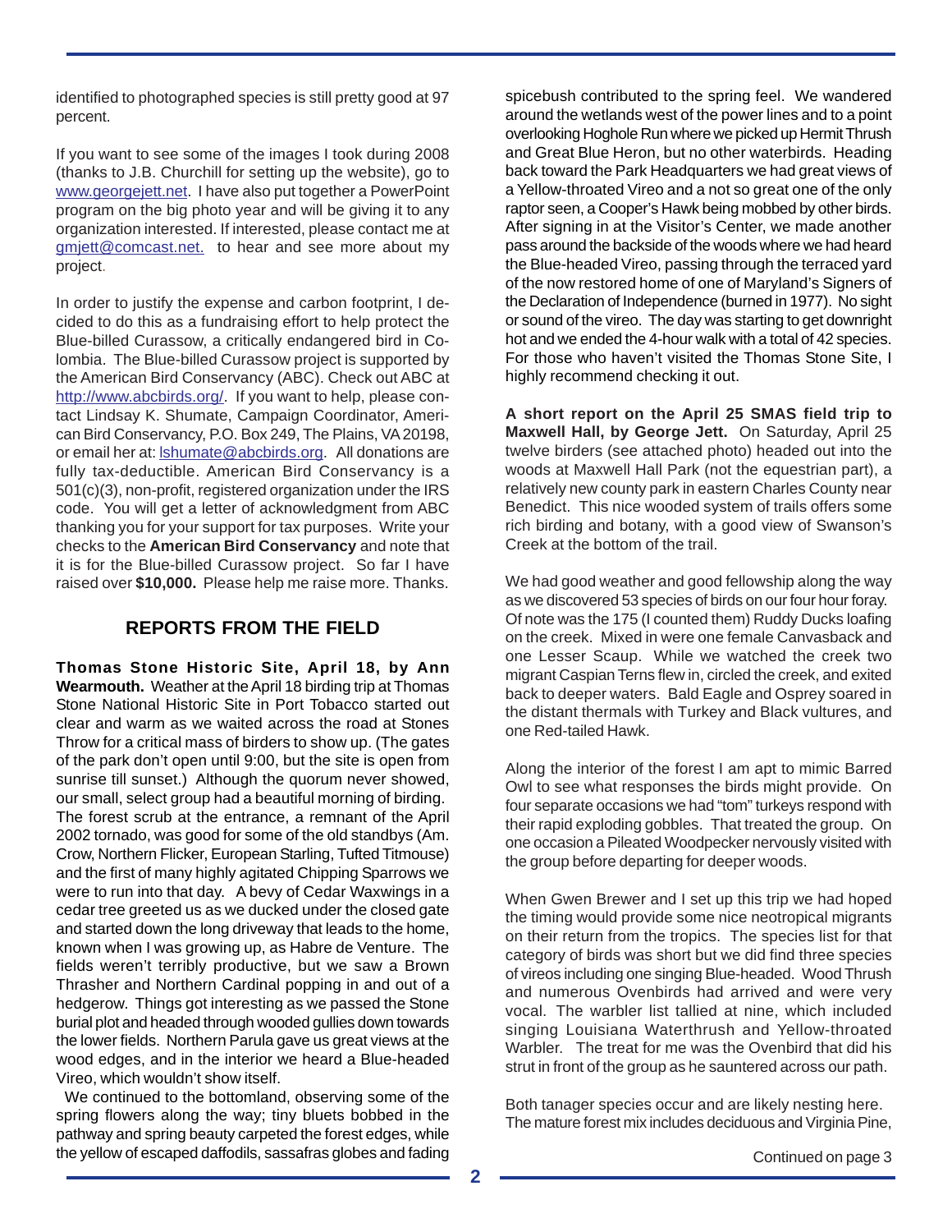identified to photographed species is still pretty good at 97 percent.

If you want to see some of the images I took during 2008 (thanks to J.B. Churchill for setting up the website), go to www.georgejett.net. I have also put together a PowerPoint program on the big photo year and will be giving it to any organization interested. If interested, please contact me at gmjett@comcast.net. to hear and see more about my project.

In order to justify the expense and carbon footprint, I decided to do this as a fundraising effort to help protect the Blue-billed Curassow, a critically endangered bird in Colombia. The Blue-billed Curassow project is supported by the American Bird Conservancy (ABC). Check out ABC at http://www.abcbirds.org/. If you want to help, please contact Lindsay K. Shumate, Campaign Coordinator, American Bird Conservancy, P.O. Box 249, The Plains, VA 20198, or email her at: lshumate@abcbirds.org. All donations are fully tax-deductible. American Bird Conservancy is a 501(c)(3), non-profit, registered organization under the IRS code. You will get a letter of acknowledgment from ABC thanking you for your support for tax purposes. Write your checks to the **American Bird Conservancy** and note that it is for the Blue-billed Curassow project. So far I have raised over **$10,000.** Please help me raise more. Thanks.

## REPORTS FROM THE FIELD

**Thomas Stone Historic Site, April 18, by Ann Wearmouth.** Weather at the April 18 birding trip at Thomas Stone National Historic Site in Port Tobacco started out clear and warm as we waited across the road at Stones Throw for a critical mass of birders to show up. (The gates of the park don't open until 9:00, but the site is open from sunrise till sunset.) Although the quorum never showed, our small, select group had a beautiful morning of birding. The forest scrub at the entrance, a remnant of the April 2002 tornado, was good for some of the old standbys (Am. Crow, Northern Flicker, European Starling, Tufted Titmouse) and the first of many highly agitated Chipping Sparrows we were to run into that day. A bevy of Cedar Waxwings in a cedar tree greeted us as we ducked under the closed gate and started down the long driveway that leads to the home, known when I was growing up, as Habre de Venture. The fields weren't terribly productive, but we saw a Brown Thrasher and Northern Cardinal popping in and out of a hedgerow. Things got interesting as we passed the Stone burial plot and headed through wooded gullies down towards the lower fields. Northern Parula gave us great views at the wood edges, and in the interior we heard a Blue-headed Vireo, which wouldn't show itself.

We continued to the bottomland, observing some of the spring flowers along the way; tiny bluets bobbed in the pathway and spring beauty carpeted the forest edges, while the yellow of escaped daffodils, sassafras globes and fading spicebush contributed to the spring feel. We wandered around the wetlands west of the power lines and to a point overlooking Hoghole Run where we picked up Hermit Thrush and Great Blue Heron, but no other waterbirds. Heading back toward the Park Headquarters we had great views of a Yellow-throated Vireo and a not so great one of the only raptor seen, a Cooper's Hawk being mobbed by other birds. After signing in at the Visitor's Center, we made another pass around the backside of the woods where we had heard the Blue-headed Vireo, passing through the terraced yard of the now restored home of one of Maryland's Signers of the Declaration of Independence (burned in 1977). No sight or sound of the vireo. The day was starting to get downright hot and we ended the 4-hour walk with a total of 42 species. For those who haven't visited the Thomas Stone Site, I highly recommend checking it out.

**A short report on the April 25 SMAS field trip to Maxwell Hall, by George Jett.** On Saturday, April 25 twelve birders (see attached photo) headed out into the woods at Maxwell Hall Park (not the equestrian part), a relatively new county park in eastern Charles County near Benedict. This nice wooded system of trails offers some rich birding and botany, with a good view of Swanson's Creek at the bottom of the trail.

We had good weather and good fellowship along the way as we discovered 53 species of birds on our four hour foray. Of note was the 175 (I counted them) Ruddy Ducks loafing on the creek. Mixed in were one female Canvasback and one Lesser Scaup. While we watched the creek two migrant Caspian Terns flew in, circled the creek, and exited back to deeper waters. Bald Eagle and Osprey soared in the distant thermals with Turkey and Black vultures, and one Red-tailed Hawk.

Along the interior of the forest I am apt to mimic Barred Owl to see what responses the birds might provide. On four separate occasions we had "tom" turkeys respond with their rapid exploding gobbles. That treated the group. On one occasion a Pileated Woodpecker nervously visited with the group before departing for deeper woods.

When Gwen Brewer and I set up this trip we had hoped the timing would provide some nice neotropical migrants on their return from the tropics. The species list for that category of birds was short but we did find three species of vireos including one singing Blue-headed. Wood Thrush and numerous Ovenbirds had arrived and were very vocal. The warbler list tallied at nine, which included singing Louisiana Waterthrush and Yellow-throated Warbler. The treat for me was the Ovenbird that did his strut in front of the group as he sauntered across our path.

Both tanager species occur and are likely nesting here. The mature forest mix includes deciduous and Virginia Pine,

Continued on page 3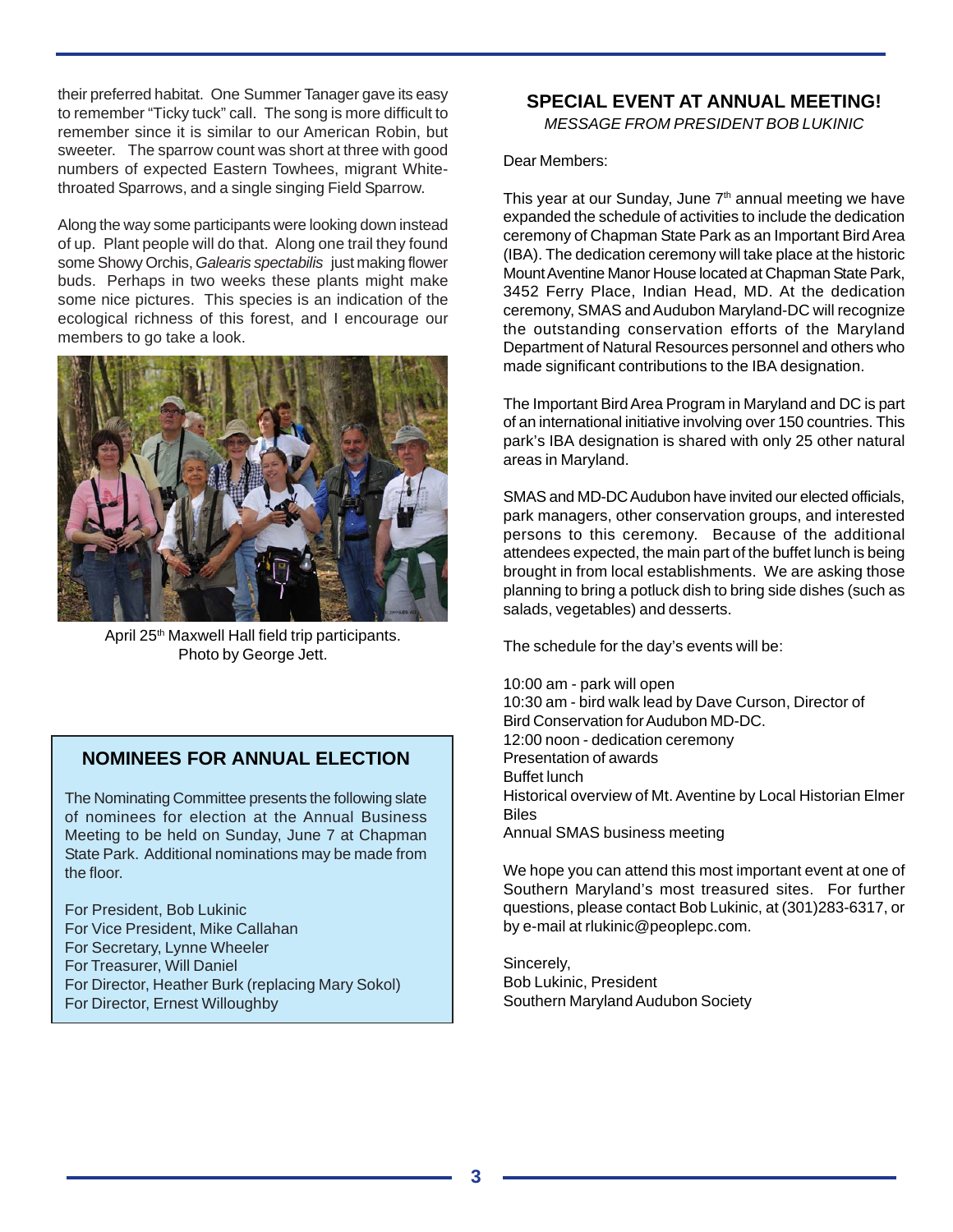their preferred habitat. One Summer Tanager gave its easy to remember "Ticky tuck" call. The song is more difficult to remember since it is similar to our American Robin, but sweeter. The sparrow count was short at three with good numbers of expected Eastern Towhees, migrant White-throated Sparrows, and a single singing Field Sparrow.

Along the way some participants were looking down instead of up. Plant people will do that. Along one trail they found some Showy Orchis, *Galearis spectabilis* just making flower buds. Perhaps in two weeks these plants might make some nice pictures. This species is an indication of the ecological richness of this forest, and I encourage our members to go take a look.

April 25th Maxwell Hall field trip participants. Photo by George Jett.

## NOMINEES FOR ANNUAL ELECTION

The Nominating Committee presents the following slate of nominees for election at the Annual Business Meeting to be held on Sunday, June 7 at Chapman State Park. Additional nominations may be made from the floor.

For President, Bob Lukinic
For Vice President, Mike Callahan
For Secretary, Lynne Wheeler
For Treasurer, Will Daniel
For Director, Heather Burk (replacing Mary Sokol)
For Director, Ernest Willoughby

## SPECIAL EVENT AT ANNUAL MEETING!

*MESSAGE FROM PRESIDENT BOB LUKINIC*

Dear Members:

This year at our Sunday, June 7th annual meeting we have expanded the schedule of activities to include the dedication ceremony of Chapman State Park as an Important Bird Area (IBA). The dedication ceremony will take place at the historic Mount Aventine Manor House located at Chapman State Park, 3452 Ferry Place, Indian Head, MD. At the dedication ceremony, SMAS and Audubon Maryland-DC will recognize the outstanding conservation efforts of the Maryland Department of Natural Resources personnel and others who made significant contributions to the IBA designation.

The Important Bird Area Program in Maryland and DC is part of an international initiative involving over 150 countries. This park's IBA designation is shared with only 25 other natural areas in Maryland.

SMAS and MD-DC Audubon have invited our elected officials, park managers, other conservation groups, and interested persons to this ceremony. Because of the additional attendees expected, the main part of the buffet lunch is being brought in from local establishments. We are asking those planning to bring a potluck dish to bring side dishes (such as salads, vegetables) and desserts.

The schedule for the day's events will be:

10:00 am - park will open
10:30 am - bird walk lead by Dave Curson, Director of Bird Conservation for Audubon MD-DC.
12:00 noon - dedication ceremony
Presentation of awards
Buffet lunch
Historical overview of Mt. Aventine by Local Historian Elmer Biles
Annual SMAS business meeting

We hope you can attend this most important event at one of Southern Maryland's most treasured sites. For further questions, please contact Bob Lukinic, at (301)283-6317, or by e-mail at rlukinic@peoplepc.com.

Sincerely,
Bob Lukinic, President
Southern Maryland Audubon Society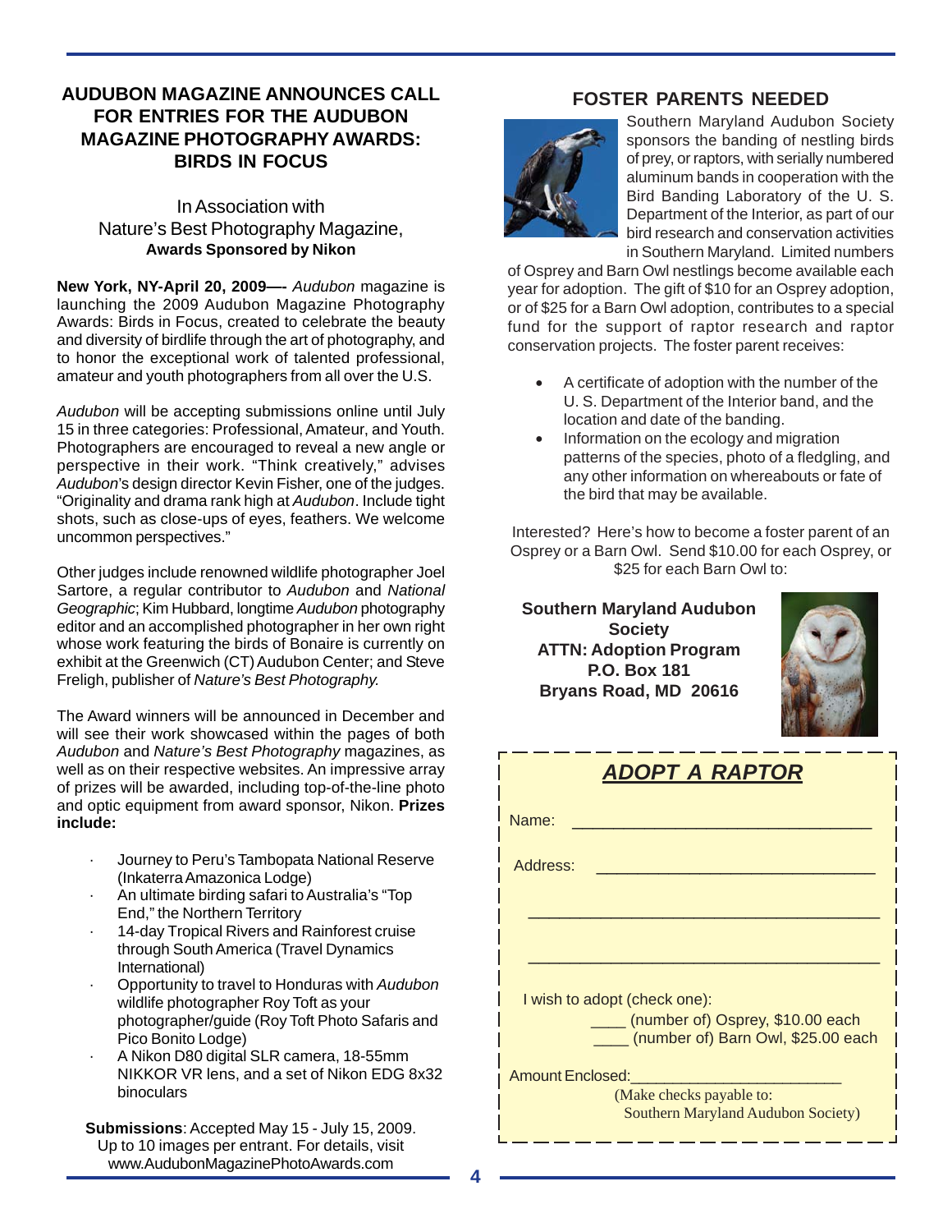## AUDUBON MAGAZINE ANNOUNCES CALL FOR ENTRIES FOR THE AUDUBON MAGAZINE PHOTOGRAPHY AWARDS: BIRDS IN FOCUS

In Association with
Nature's Best Photography Magazine,
**Awards Sponsored by Nikon**

**New York, NY-April 20, 2009—-** *Audubon* magazine is launching the 2009 Audubon Magazine Photography Awards: Birds in Focus, created to celebrate the beauty and diversity of birdlife through the art of photography, and to honor the exceptional work of talented professional, amateur and youth photographers from all over the U.S.

*Audubon* will be accepting submissions online until July 15 in three categories: Professional, Amateur, and Youth. Photographers are encouraged to reveal a new angle or perspective in their work. "Think creatively," advises *Audubon*'s design director Kevin Fisher, one of the judges. "Originality and drama rank high at *Audubon*. Include tight shots, such as close-ups of eyes, feathers. We welcome uncommon perspectives."

Other judges include renowned wildlife photographer Joel Sartore, a regular contributor to *Audubon* and *National Geographic*; Kim Hubbard, longtime *Audubon* photography editor and an accomplished photographer in her own right whose work featuring the birds of Bonaire is currently on exhibit at the Greenwich (CT) Audubon Center; and Steve Freligh, publisher of *Nature's Best Photography.*

The Award winners will be announced in December and will see their work showcased within the pages of both *Audubon* and *Nature's Best Photography* magazines, as well as on their respective websites. An impressive array of prizes will be awarded, including top-of-the-line photo and optic equipment from award sponsor, Nikon. **Prizes include:**

- Journey to Peru's Tambopata National Reserve (Inkaterra Amazonica Lodge)
- An ultimate birding safari to Australia's "Top End," the Northern Territory
- 14-day Tropical Rivers and Rainforest cruise through South America (Travel Dynamics International)
- Opportunity to travel to Honduras with *Audubon* wildlife photographer Roy Toft as your photographer/guide (Roy Toft Photo Safaris and Pico Bonito Lodge)
- A Nikon D80 digital SLR camera, 18-55mm NIKKOR VR lens, and a set of Nikon EDG 8x32 binoculars

**Submissions**: Accepted May 15 - July 15, 2009. Up to 10 images per entrant. For details, visit www.AudubonMagazinePhotoAwards.com

## FOSTER PARENTS NEEDED

Southern Maryland Audubon Society sponsors the banding of nestling birds of prey, or raptors, with serially numbered aluminum bands in cooperation with the Bird Banding Laboratory of the U. S. Department of the Interior, as part of our bird research and conservation activities in Southern Maryland. Limited numbers of Osprey and Barn Owl nestlings become available each year for adoption. The gift of $10 for an Osprey adoption, or of $25 for a Barn Owl adoption, contributes to a special fund for the support of raptor research and raptor conservation projects. The foster parent receives:

- A certificate of adoption with the number of the U. S. Department of the Interior band, and the location and date of the banding.
- Information on the ecology and migration patterns of the species, photo of a fledgling, and any other information on whereabouts or fate of the bird that may be available.

Interested? Here's how to become a foster parent of an Osprey or a Barn Owl. Send $10.00 for each Osprey, or $25 for each Barn Owl to:

**Southern Maryland Audubon Society**
**ATTN: Adoption Program**
**P.O. Box 181**
**Bryans Road, MD 20616**

### *ADOPT A RAPTOR*

Name: ________________________________

Address: ______________________________

______________________________________

______________________________________

I wish to adopt (check one):

____ (number of) Osprey, $10.00 each
____ (number of) Barn Owl, $25.00 each

Amount Enclosed:________________________

(Make checks payable to:
Southern Maryland Audubon Society)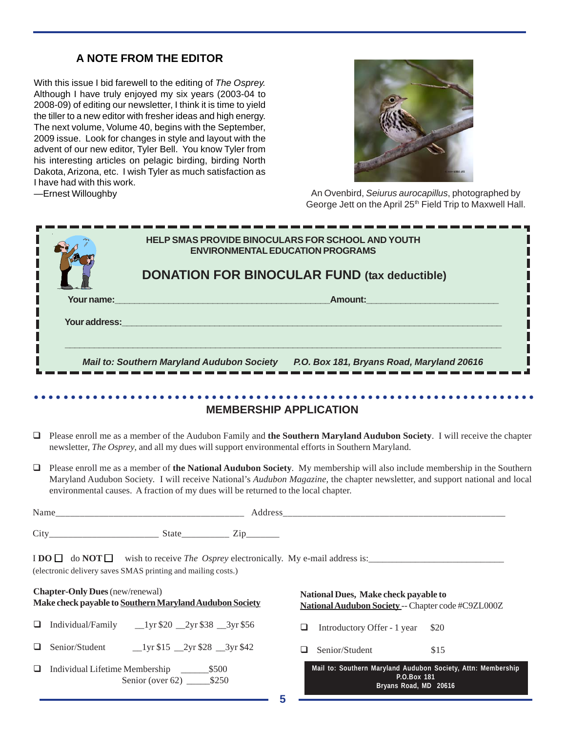## A NOTE FROM THE EDITOR

With this issue I bid farewell to the editing of *The Osprey.* Although I have truly enjoyed my six years (2003-04 to 2008-09) of editing our newsletter, I think it is time to yield the tiller to a new editor with fresher ideas and high energy. The next volume, Volume 40, begins with the September, 2009 issue. Look for changes in style and layout with the advent of our new editor, Tyler Bell. You know Tyler from his interesting articles on pelagic birding, birding North Dakota, Arizona, etc. I wish Tyler as much satisfaction as I have had with this work.

—Ernest Willoughby

An Ovenbird, *Seiurus aurocapillus*, photographed by George Jett on the April 25th Field Trip to Maxwell Hall.

---

**HELP SMAS PROVIDE BINOCULARS FOR SCHOOL AND YOUTH ENVIRONMENTAL EDUCATION PROGRAMS**

## DONATION FOR BINOCULAR FUND (tax deductible)

**Your name:**\_\_\_\_\_\_\_\_\_\_\_\_\_\_\_\_\_\_\_\_\_\_\_\_\_\_\_\_\_\_\_\_\_\_\_\_\_\_\_\_ **Amount:**\_\_\_\_\_\_\_\_\_\_\_\_\_\_\_\_\_\_\_\_\_\_\_\_

**Your address:**\_\_\_\_\_\_\_\_\_\_\_\_\_\_\_\_\_\_\_\_\_\_\_\_\_\_\_\_\_\_\_\_\_\_\_\_\_\_\_\_\_\_\_\_\_\_\_\_\_\_\_\_\_\_\_\_\_\_\_\_\_\_\_\_\_\_\_\_\_\_

\_\_\_\_\_\_\_\_\_\_\_\_\_\_\_\_\_\_\_\_\_\_\_\_\_\_\_\_\_\_\_\_\_\_\_\_\_\_\_\_\_\_\_\_\_\_\_\_\_\_\_\_\_\_\_\_\_\_\_\_\_\_\_\_\_\_\_\_\_\_\_\_\_\_\_\_\_\_\_\_\_\_

***Mail to: Southern Maryland Audubon Society P.O. Box 181, Bryans Road, Maryland 20616***

---

## MEMBERSHIP APPLICATION

- ❑ Please enroll me as a member of the Audubon Family and **the Southern Maryland Audubon Society**. I will receive the chapter newsletter, *The Osprey*, and all my dues will support environmental efforts in Southern Maryland.
- ❑ Please enroll me as a member of **the National Audubon Society**. My membership will also include membership in the Southern Maryland Audubon Society. I will receive National's *Audubon Magazine*, the chapter newsletter, and support national and local environmental causes. A fraction of my dues will be returned to the local chapter.

Name\_\_\_\_\_\_\_\_\_\_\_\_\_\_\_\_\_\_\_\_\_\_\_\_\_\_\_\_\_\_\_\_\_\_\_\_\_\_ Address\_\_\_\_\_\_\_\_\_\_\_\_\_\_\_\_\_\_\_\_\_\_\_\_\_\_\_\_\_\_\_\_\_\_\_\_\_\_\_\_\_\_\_\_\_

City\_\_\_\_\_\_\_\_\_\_\_\_\_\_\_\_\_\_\_\_\_\_ State\_\_\_\_\_\_\_\_\_\_ Zip\_\_\_\_\_\_\_

I **DO** ❑ do **NOT** ❑ wish to receive *The Osprey* electronically. My e-mail address is:\_\_\_\_\_\_\_\_\_\_\_\_\_\_\_\_\_\_\_\_\_\_\_\_\_\_\_\_
(electronic delivery saves SMAS printing and mailing costs.)

**Chapter-Only Dues** (new/renewal)
**Make check payable to Southern Maryland Audubon Society**

- ❑ Individual/Family \_\_1yr $20 \_\_2yr $38 \_\_3yr $56
- ❑ Senior/Student \_\_1yr $15 \_\_2yr $28 \_\_3yr $42
- ❑ Individual Lifetime Membership \_\_\_\_\_\_$500
  Senior (over 62) \_\_\_\_\_$250

**National Dues, Make check payable to National Audubon Society** -- Chapter code #C9ZL000Z

- ❑ Introductory Offer - 1 year $20
- ❑ Senior/Student $15

**Mail to: Southern Maryland Audubon Society, Attn: Membership**
**P.O.Box 181**
**Bryans Road, MD 20616**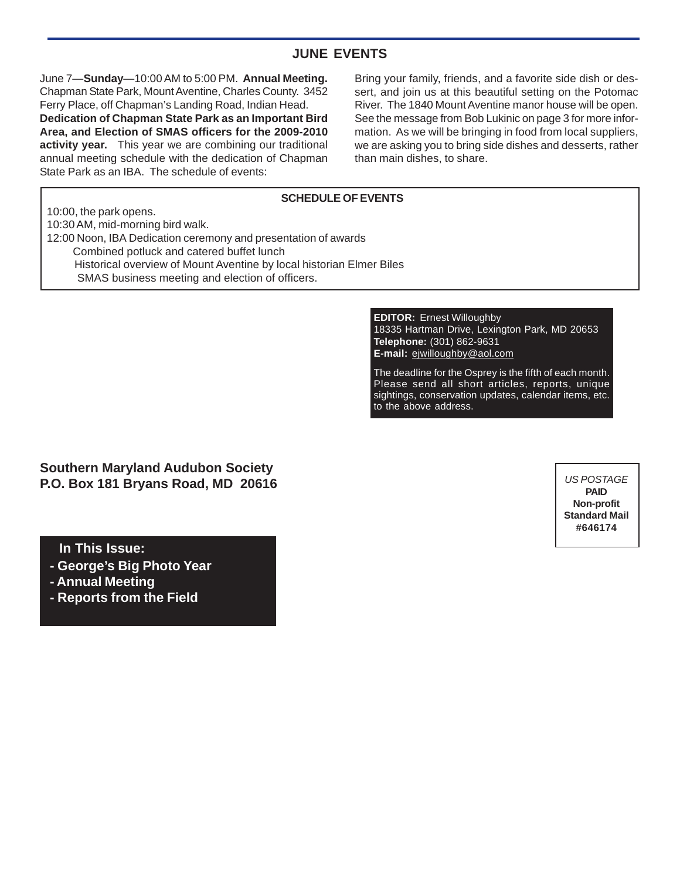## JUNE EVENTS

June 7—**Sunday**—10:00 AM to 5:00 PM. **Annual Meeting.** Chapman State Park, Mount Aventine, Charles County. 3452 Ferry Place, off Chapman's Landing Road, Indian Head. **Dedication of Chapman State Park as an Important Bird Area, and Election of SMAS officers for the 2009-2010 activity year.** This year we are combining our traditional annual meeting schedule with the dedication of Chapman State Park as an IBA. The schedule of events:

Bring your family, friends, and a favorite side dish or dessert, and join us at this beautiful setting on the Potomac River. The 1840 Mount Aventine manor house will be open. See the message from Bob Lukinic on page 3 for more information. As we will be bringing in food from local suppliers, we are asking you to bring side dishes and desserts, rather than main dishes, to share.

**SCHEDULE OF EVENTS**

10:00, the park opens.
10:30 AM, mid-morning bird walk.
12:00 Noon, IBA Dedication ceremony and presentation of awards
Combined potluck and catered buffet lunch
Historical overview of Mount Aventine by local historian Elmer Biles
SMAS business meeting and election of officers.

**EDITOR:** Ernest Willoughby
18335 Hartman Drive, Lexington Park, MD 20653
**Telephone:** (301) 862-9631
**E-mail:** ejwilloughby@aol.com

The deadline for the Osprey is the fifth of each month. Please send all short articles, reports, unique sightings, conservation updates, calendar items, etc. to the above address.

**Southern Maryland Audubon Society**
**P.O. Box 181 Bryans Road, MD 20616**

*US POSTAGE*
**PAID**
**Non-profit**
**Standard Mail**
**#646174**

**In This Issue:**

- **George's Big Photo Year**
- **Annual Meeting**
- **Reports from the Field**